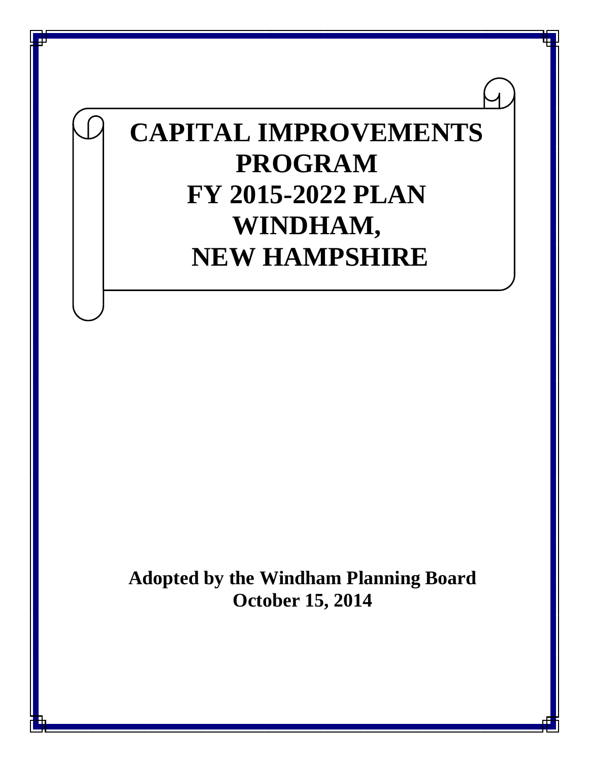# CAPITAL IMPROVEMENTS PROGRAM FY 2015-2022 PLAN WINDHAM, NEW HAMPSHIRE

**Adopted by the Windham Planning Board**
**October 15, 2014**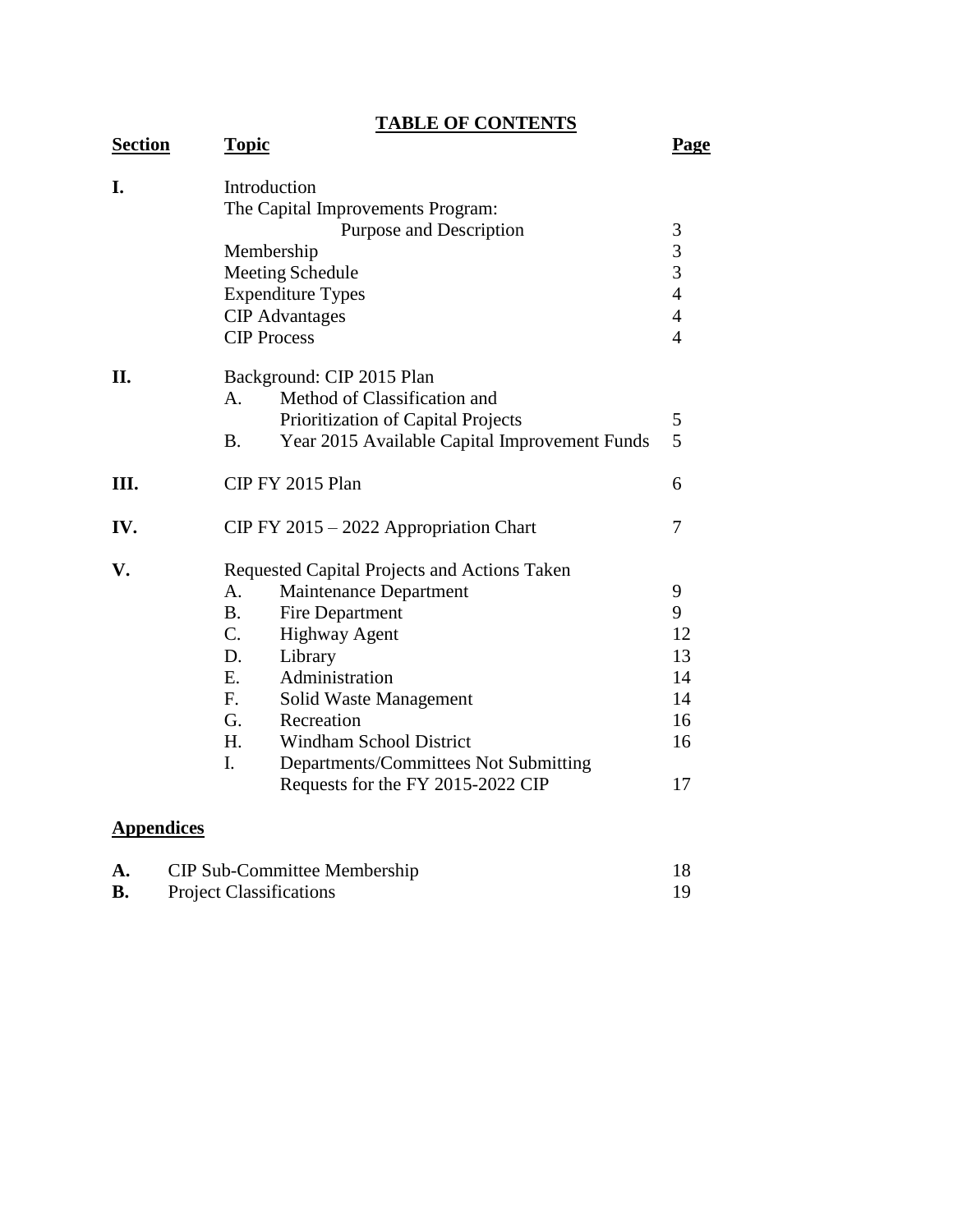# TABLE OF CONTENTS

| Section | Topic | Page |
|---|---|---|
| **I.** | Introduction | |
| | The Capital Improvements Program: Purpose and Description | 3 |
| | Membership | 3 |
| | Meeting Schedule | 3 |
| | Expenditure Types | 4 |
| | CIP Advantages | 4 |
| | CIP Process | 4 |
| **II.** | Background: CIP 2015 Plan | |
| | A. Method of Classification and Prioritization of Capital Projects | 5 |
| | B. Year 2015 Available Capital Improvement Funds | 5 |
| **III.** | CIP FY 2015 Plan | 6 |
| **IV.** | CIP FY 2015 – 2022 Appropriation Chart | 7 |
| **V.** | Requested Capital Projects and Actions Taken | |
| | A. Maintenance Department | 9 |
| | B. Fire Department | 9 |
| | C. Highway Agent | 12 |
| | D. Library | 13 |
| | E. Administration | 14 |
| | F. Solid Waste Management | 14 |
| | G. Recreation | 16 |
| | H. Windham School District | 16 |
| | I. Departments/Committees Not Submitting Requests for the FY 2015-2022 CIP | 17 |

## Appendices

| | | |
|---|---|---|
| **A.** | CIP Sub-Committee Membership | 18 |
| **B.** | Project Classifications | 19 |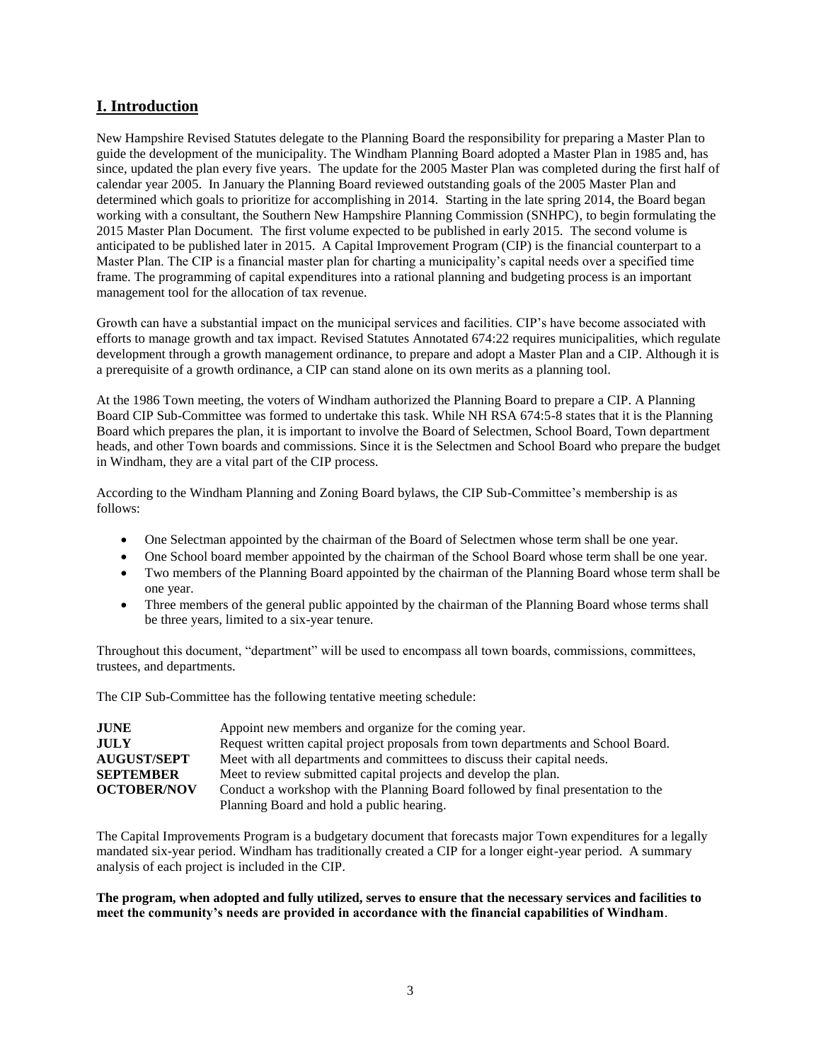## I. Introduction

New Hampshire Revised Statutes delegate to the Planning Board the responsibility for preparing a Master Plan to guide the development of the municipality. The Windham Planning Board adopted a Master Plan in 1985 and, has since, updated the plan every five years. The update for the 2005 Master Plan was completed during the first half of calendar year 2005. In January the Planning Board reviewed outstanding goals of the 2005 Master Plan and determined which goals to prioritize for accomplishing in 2014. Starting in the late spring 2014, the Board began working with a consultant, the Southern New Hampshire Planning Commission (SNHPC), to begin formulating the 2015 Master Plan Document. The first volume expected to be published in early 2015. The second volume is anticipated to be published later in 2015. A Capital Improvement Program (CIP) is the financial counterpart to a Master Plan. The CIP is a financial master plan for charting a municipality's capital needs over a specified time frame. The programming of capital expenditures into a rational planning and budgeting process is an important management tool for the allocation of tax revenue.

Growth can have a substantial impact on the municipal services and facilities. CIP's have become associated with efforts to manage growth and tax impact. Revised Statutes Annotated 674:22 requires municipalities, which regulate development through a growth management ordinance, to prepare and adopt a Master Plan and a CIP. Although it is a prerequisite of a growth ordinance, a CIP can stand alone on its own merits as a planning tool.

At the 1986 Town meeting, the voters of Windham authorized the Planning Board to prepare a CIP. A Planning Board CIP Sub-Committee was formed to undertake this task. While NH RSA 674:5-8 states that it is the Planning Board which prepares the plan, it is important to involve the Board of Selectmen, School Board, Town department heads, and other Town boards and commissions. Since it is the Selectmen and School Board who prepare the budget in Windham, they are a vital part of the CIP process.

According to the Windham Planning and Zoning Board bylaws, the CIP Sub-Committee's membership is as follows:

- One Selectman appointed by the chairman of the Board of Selectmen whose term shall be one year.
- One School board member appointed by the chairman of the School Board whose term shall be one year.
- Two members of the Planning Board appointed by the chairman of the Planning Board whose term shall be one year.
- Three members of the general public appointed by the chairman of the Planning Board whose terms shall be three years, limited to a six-year tenure.

Throughout this document, "department" will be used to encompass all town boards, commissions, committees, trustees, and departments.

The CIP Sub-Committee has the following tentative meeting schedule:

| | |
|---|---|
| **JUNE** | Appoint new members and organize for the coming year. |
| **JULY** | Request written capital project proposals from town departments and School Board. |
| **AUGUST/SEPT** | Meet with all departments and committees to discuss their capital needs. |
| **SEPTEMBER** | Meet to review submitted capital projects and develop the plan. |
| **OCTOBER/NOV** | Conduct a workshop with the Planning Board followed by final presentation to the Planning Board and hold a public hearing. |

The Capital Improvements Program is a budgetary document that forecasts major Town expenditures for a legally mandated six-year period. Windham has traditionally created a CIP for a longer eight-year period. A summary analysis of each project is included in the CIP.

**The program, when adopted and fully utilized, serves to ensure that the necessary services and facilities to meet the community's needs are provided in accordance with the financial capabilities of Windham**.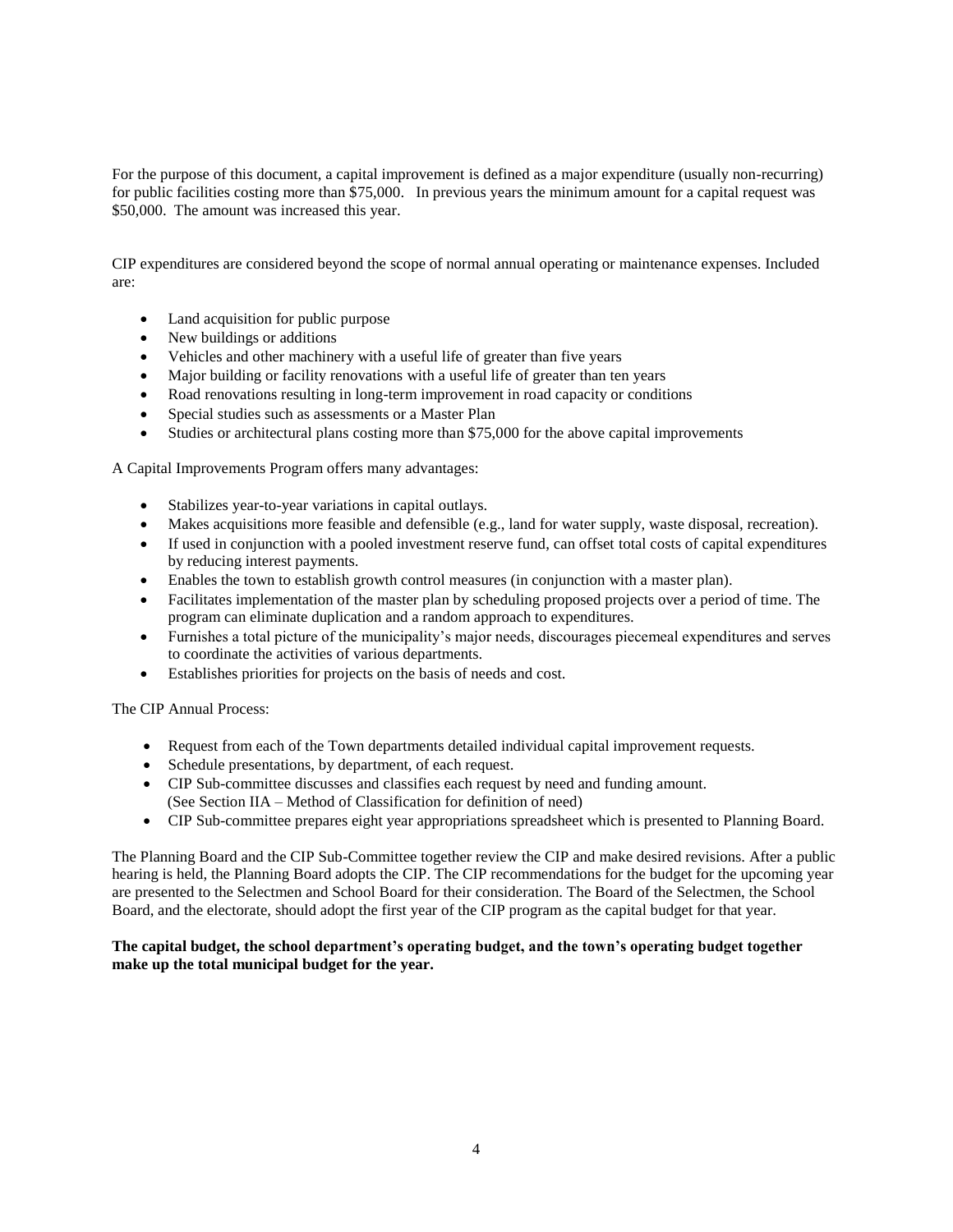For the purpose of this document, a capital improvement is defined as a major expenditure (usually non-recurring) for public facilities costing more than $75,000. In previous years the minimum amount for a capital request was $50,000. The amount was increased this year.

CIP expenditures are considered beyond the scope of normal annual operating or maintenance expenses. Included are:

- Land acquisition for public purpose
- New buildings or additions
- Vehicles and other machinery with a useful life of greater than five years
- Major building or facility renovations with a useful life of greater than ten years
- Road renovations resulting in long-term improvement in road capacity or conditions
- Special studies such as assessments or a Master Plan
- Studies or architectural plans costing more than $75,000 for the above capital improvements

A Capital Improvements Program offers many advantages:

- Stabilizes year-to-year variations in capital outlays.
- Makes acquisitions more feasible and defensible (e.g., land for water supply, waste disposal, recreation).
- If used in conjunction with a pooled investment reserve fund, can offset total costs of capital expenditures by reducing interest payments.
- Enables the town to establish growth control measures (in conjunction with a master plan).
- Facilitates implementation of the master plan by scheduling proposed projects over a period of time. The program can eliminate duplication and a random approach to expenditures.
- Furnishes a total picture of the municipality's major needs, discourages piecemeal expenditures and serves to coordinate the activities of various departments.
- Establishes priorities for projects on the basis of needs and cost.

The CIP Annual Process:

- Request from each of the Town departments detailed individual capital improvement requests.
- Schedule presentations, by department, of each request.
- CIP Sub-committee discusses and classifies each request by need and funding amount. (See Section IIA – Method of Classification for definition of need)
- CIP Sub-committee prepares eight year appropriations spreadsheet which is presented to Planning Board.

The Planning Board and the CIP Sub-Committee together review the CIP and make desired revisions. After a public hearing is held, the Planning Board adopts the CIP. The CIP recommendations for the budget for the upcoming year are presented to the Selectmen and School Board for their consideration. The Board of the Selectmen, the School Board, and the electorate, should adopt the first year of the CIP program as the capital budget for that year.

**The capital budget, the school department's operating budget, and the town's operating budget together make up the total municipal budget for the year.**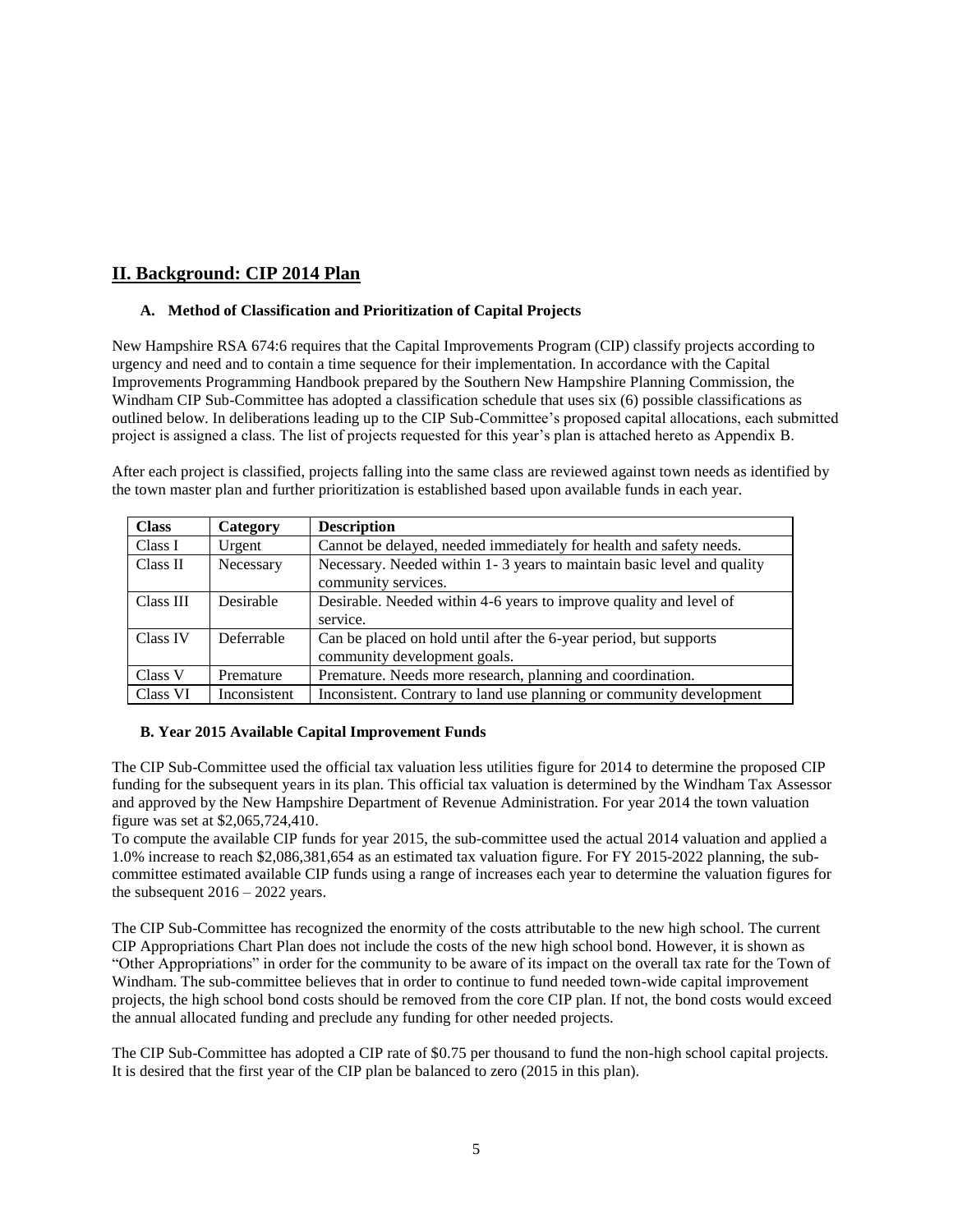## II. Background: CIP 2014 Plan

### A. Method of Classification and Prioritization of Capital Projects

New Hampshire RSA 674:6 requires that the Capital Improvements Program (CIP) classify projects according to urgency and need and to contain a time sequence for their implementation. In accordance with the Capital Improvements Programming Handbook prepared by the Southern New Hampshire Planning Commission, the Windham CIP Sub-Committee has adopted a classification schedule that uses six (6) possible classifications as outlined below. In deliberations leading up to the CIP Sub-Committee's proposed capital allocations, each submitted project is assigned a class. The list of projects requested for this year's plan is attached hereto as Appendix B.

After each project is classified, projects falling into the same class are reviewed against town needs as identified by the town master plan and further prioritization is established based upon available funds in each year.

| Class | Category | Description |
|---|---|---|
| Class I | Urgent | Cannot be delayed, needed immediately for health and safety needs. |
| Class II | Necessary | Necessary. Needed within 1- 3 years to maintain basic level and quality community services. |
| Class III | Desirable | Desirable. Needed within 4-6 years to improve quality and level of service. |
| Class IV | Deferrable | Can be placed on hold until after the 6-year period, but supports community development goals. |
| Class V | Premature | Premature. Needs more research, planning and coordination. |
| Class VI | Inconsistent | Inconsistent. Contrary to land use planning or community development |

### B. Year 2015 Available Capital Improvement Funds

The CIP Sub-Committee used the official tax valuation less utilities figure for 2014 to determine the proposed CIP funding for the subsequent years in its plan. This official tax valuation is determined by the Windham Tax Assessor and approved by the New Hampshire Department of Revenue Administration. For year 2014 the town valuation figure was set at $2,065,724,410.

To compute the available CIP funds for year 2015, the sub-committee used the actual 2014 valuation and applied a 1.0% increase to reach $2,086,381,654 as an estimated tax valuation figure. For FY 2015-2022 planning, the sub-committee estimated available CIP funds using a range of increases each year to determine the valuation figures for the subsequent 2016 – 2022 years.

The CIP Sub-Committee has recognized the enormity of the costs attributable to the new high school. The current CIP Appropriations Chart Plan does not include the costs of the new high school bond. However, it is shown as "Other Appropriations" in order for the community to be aware of its impact on the overall tax rate for the Town of Windham. The sub-committee believes that in order to continue to fund needed town-wide capital improvement projects, the high school bond costs should be removed from the core CIP plan. If not, the bond costs would exceed the annual allocated funding and preclude any funding for other needed projects.

The CIP Sub-Committee has adopted a CIP rate of $0.75 per thousand to fund the non-high school capital projects. It is desired that the first year of the CIP plan be balanced to zero (2015 in this plan).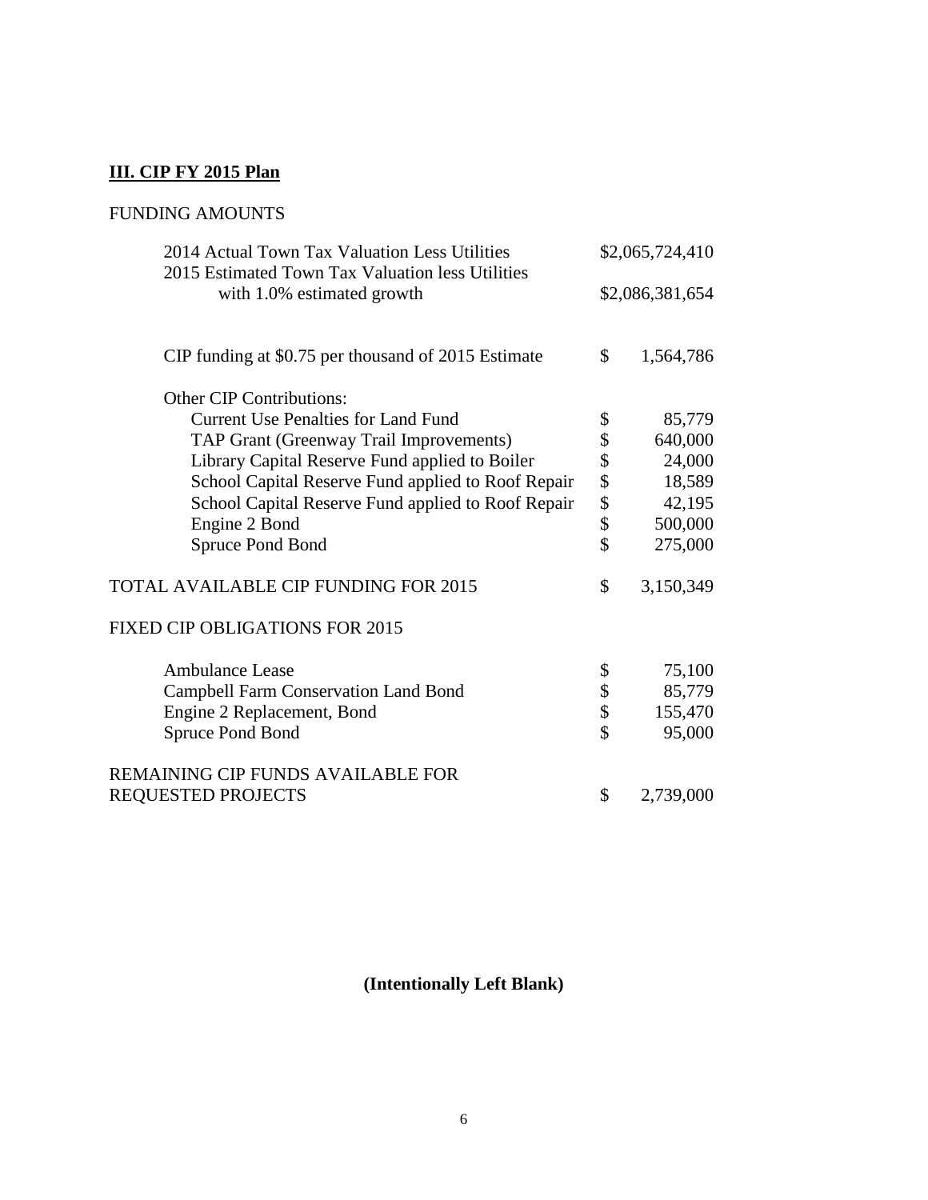## III. CIP FY 2015 Plan

FUNDING AMOUNTS

| | |
|---|---|
| 2014 Actual Town Tax Valuation Less Utilities | $2,065,724,410 |
| 2015 Estimated Town Tax Valuation less Utilities with 1.0% estimated growth | $2,086,381,654 |
| | |
| CIP funding at $0.75 per thousand of 2015 Estimate | $ 1,564,786 |
| | |
| Other CIP Contributions: | |
| Current Use Penalties for Land Fund | $ 85,779 |
| TAP Grant (Greenway Trail Improvements) | $ 640,000 |
| Library Capital Reserve Fund applied to Boiler | $ 24,000 |
| School Capital Reserve Fund applied to Roof Repair | $ 18,589 |
| School Capital Reserve Fund applied to Roof Repair | $ 42,195 |
| Engine 2 Bond | $ 500,000 |
| Spruce Pond Bond | $ 275,000 |
| | |
| TOTAL AVAILABLE CIP FUNDING FOR 2015 | $ 3,150,349 |
| | |
| FIXED CIP OBLIGATIONS FOR 2015 | |
| | |
| Ambulance Lease | $ 75,100 |
| Campbell Farm Conservation Land Bond | $ 85,779 |
| Engine 2 Replacement, Bond | $ 155,470 |
| Spruce Pond Bond | $ 95,000 |
| | |
| REMAINING CIP FUNDS AVAILABLE FOR REQUESTED PROJECTS | $ 2,739,000 |

**(Intentionally Left Blank)**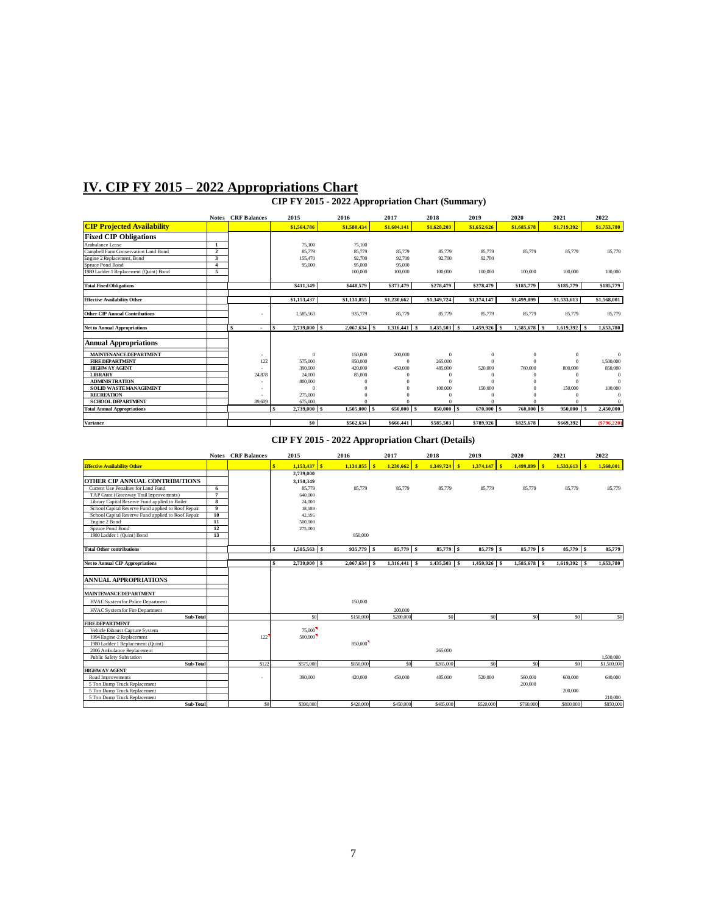# IV. CIP FY 2015 – 2022 Appropriations Chart

## CIP FY 2015 - 2022 Appropriation Chart (Summary)

| | Notes | CRF Balances | 2015 | 2016 | 2017 | 2018 | 2019 | 2020 | 2021 | 2022 |
|---|---|---|---|---|---|---|---|---|---|---|
| **CIP Projected Availability** | | | $1,564,786 | $1,580,434 | $1,604,141 | $1,628,203 | $1,652,626 | $1,685,678 | $1,719,392 | $1,753,780 |
| **Fixed CIP Obligations** | | | | | | | | | | |
| Ambulance Lease | 1 | | 75,100 | 75,100 | | | | | | |
| Campbell Farm Conservation Land Bond | 2 | | 85,779 | 85,779 | 85,779 | 85,779 | 85,779 | 85,779 | 85,779 | 85,779 |
| Engine 2 Replacement, Bond | 3 | | 155,470 | 92,700 | 92,700 | 92,700 | 92,700 | | | |
| Spruce Pond Bond | 4 | | 95,000 | 95,000 | 95,000 | | | | | |
| 1980 Ladder 1 Replacement (Quint) Bond | 5 | | | 100,000 | 100,000 | 100,000 | 100,000 | 100,000 | 100,000 | 100,000 |
| **Total Fixed Obligations** | | | $411,349 | $448,579 | $373,479 | $278,479 | $278,479 | $185,779 | $185,779 | $185,779 |
| **Effective Availability Other** | | | $1,153,437 | $1,131,855 | $1,230,662 | $1,349,724 | $1,374,147 | $1,499,899 | $1,533,613 | $1,568,001 |
| **Other CIP Annual Contributions** | | - | 1,585,563 | 935,779 | 85,779 | 85,779 | 85,779 | 85,779 | 85,779 | 85,779 |
| **Net to Annual Appropriations** | | $ - | $ 2,739,000 | $ 2,067,634 | $ 1,316,441 | $ 1,435,503 | $ 1,459,926 | $ 1,585,678 | $ 1,619,392 | $ 1,653,780 |
| **Annual Appropriations** | | | | | | | | | | |
| **MAINTENANCE DEPARTMENT** | | - | 0 | 150,000 | 200,000 | 0 | 0 | 0 | 0 | 0 |
| **FIRE DEPARTMENT** | | 122 | 575,000 | 850,000 | 0 | 265,000 | 0 | 0 | 0 | 1,500,000 |
| **HIGHWAY AGENT** | | - | 390,000 | 420,000 | 450,000 | 485,000 | 520,000 | 760,000 | 800,000 | 850,000 |
| **LIBRARY** | | 24,878 | 24,000 | 85,000 | 0 | 0 | 0 | 0 | 0 | 0 |
| **ADMINISTRATION** | | - | 800,000 | 0 | 0 | 0 | 0 | 0 | 0 | 0 |
| **SOLID WASTE MANAGEMENT** | | - | 0 | 0 | 0 | 100,000 | 150,000 | 0 | 150,000 | 100,000 |
| **RECREATION** | | - | 275,000 | 0 | 0 | 0 | 0 | 0 | 0 | 0 |
| **SCHOOL DEPARTMENT** | | 89,609 | 675,000 | 0 | 0 | 0 | 0 | 0 | 0 | 0 |
| **Total Annual Appropriations** | | | $ 2,739,000 | $ 1,505,000 | $ 650,000 | $ 850,000 | $ 670,000 | $ 760,000 | $ 950,000 | $ 2,450,000 |
| **Variance** | | | $0 | $562,634 | $666,441 | $585,503 | $789,926 | $825,678 | $669,392 | ($796,220) |

## CIP FY 2015 - 2022 Appropriation Chart (Details)

| | Notes | CRF Balances | 2015 | 2016 | 2017 | 2018 | 2019 | 2020 | 2021 | 2022 |
|---|---|---|---|---|---|---|---|---|---|---|
| **Effective Availability Other** | | | $ 1,153,437 | $ 1,131,855 | $ 1,230,662 | $ 1,349,724 | $ 1,374,147 | $ 1,499,899 | $ 1,533,613 | $ 1,568,001 |
| | | | 2,739,000 | | | | | | | |
| **OTHER CIP ANNUAL CONTRIBUTIONS** | | | 3,150,349 | | | | | | | |
| Current Use Penalties for Land Fund | 6 | | 85,779 | 85,779 | 85,779 | 85,779 | 85,779 | 85,779 | 85,779 | 85,779 |
| TAP Grant (Greenway Trail Improvements) | 7 | | 640,000 | | | | | | | |
| Library Capital Reserve Fund applied to Boiler | 8 | | 24,000 | | | | | | | |
| School Capital Reserve Fund applied to Roof Repair | 9 | | 18,589 | | | | | | | |
| School Capital Reserve Fund applied to Roof Repair | 10 | | 42,195 | | | | | | | |
| Engine 2 Bond | 11 | | 500,000 | | | | | | | |
| Spruce Pond Bond | 12 | | 275,000 | | | | | | | |
| 1980 Ladder 1 (Quint) Bond | 13 | | | 850,000 | | | | | | |
| **Total Other contributions** | | | $ 1,585,563 | $ 935,779 | $ 85,779 | $ 85,779 | $ 85,779 | $ 85,779 | $ 85,779 | 85,779 |
| **Net to Annual CIP Appropriations** | | | $ 2,739,000 | $ 2,067,634 | $ 1,316,441 | $ 1,435,503 | $ 1,459,926 | $ 1,585,678 | $ 1,619,392 | $ 1,653,780 |
| **ANNUAL APPROPRIATIONS** | | | | | | | | | | |
| **MAINTENANCE DEPARTMENT** | | | | | | | | | | |
| HVAC System for Police Department | | | | 150,000 | | | | | | |
| HVAC System for Fire Department | | | | | 200,000 | | | | | |
| **Sub-Total** | | | $0 | $150,000 | $200,000 | $0 | $0 | $0 | $0 | $0 |
| **FIRE DEPARTMENT** | | | | | | | | | | |
| Vehicle Exhaust Capture System | | | 75,000 | | | | | | | |
| 1994 Engine-2 Replacement | | 122 | 500,000 | | | | | | | |
| 1980 Ladder 1 Replacement (Quint) | | | | 850,000 | | | | | | |
| 2006 Ambulance Replacement | | | | | | 265,000 | | | | |
| Public Safety Substation | | | | | | | | | | 1,500,000 |
| **Sub-Total** | | $122 | $575,000 | $850,000 | $0 | $265,000 | $0 | $0 | $0 | $1,500,000 |
| **HIGHWAY AGENT** | | | | | | | | | | |
| Road Improvements | | - | 390,000 | 420,000 | 450,000 | 485,000 | 520,000 | 560,000 | 600,000 | 640,000 |
| 5 Ton Dump Truck Replacement | | | | | | | | 200,000 | | |
| 5 Ton Dump Truck Replacement | | | | | | | | | 200,000 | |
| 5 Ton Dump Truck Replacement | | | | | | | | | | 210,000 |
| **Sub-Total** | | $0 | $390,000 | $420,000 | $450,000 | $485,000 | $520,000 | $760,000 | $800,000 | $850,000 |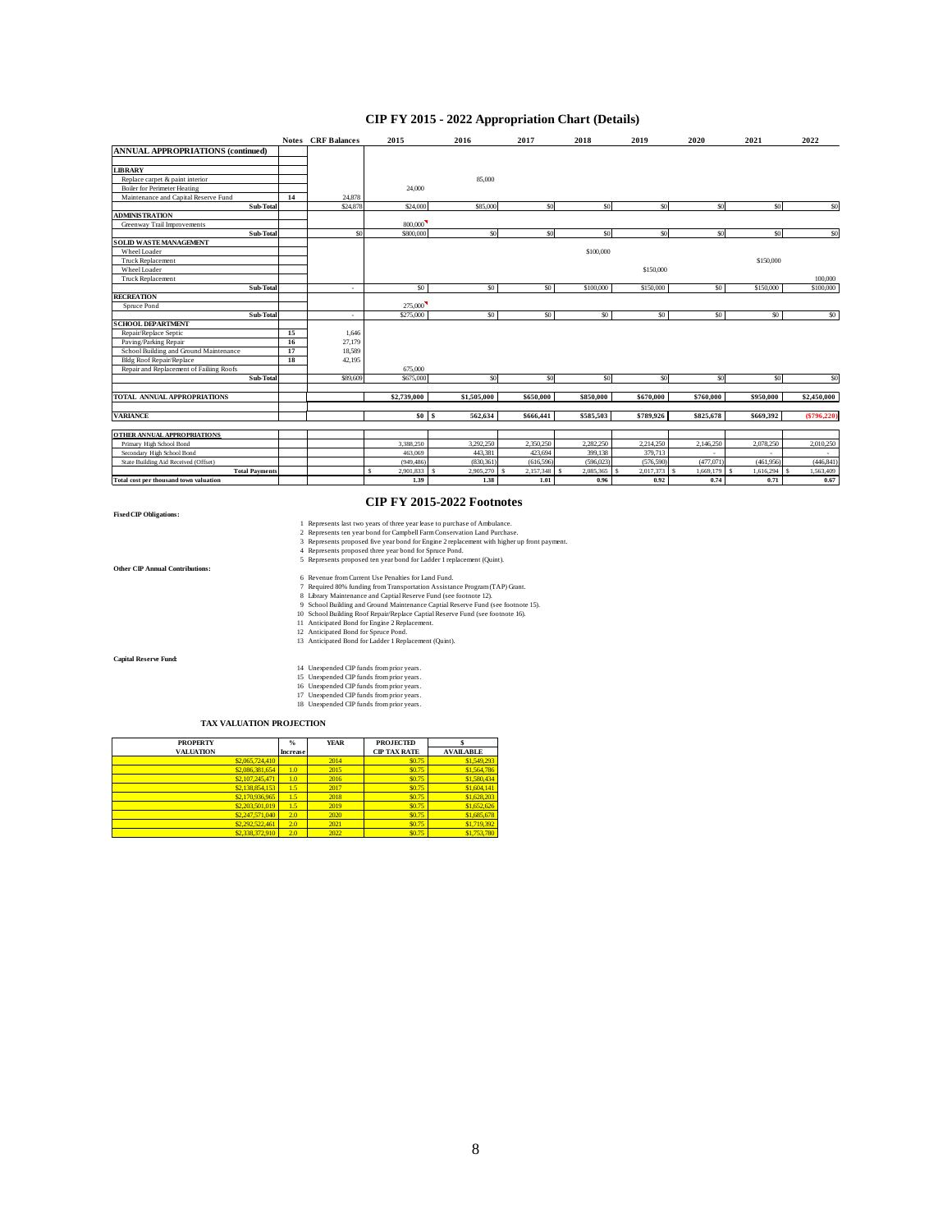# CIP FY 2015 - 2022 Appropriation Chart (Details)

| | Notes | CRF Balances | 2015 | 2016 | 2017 | 2018 | 2019 | 2020 | 2021 | 2022 |
|---|---|---|---|---|---|---|---|---|---|---|
| **ANNUAL APPROPRIATIONS (continued)** | | | | | | | | | | |
| | | | | | | | | | | |
| **LIBRARY** | | | | | | | | | | |
| Replace carpet & paint interior | | | | 85,000 | | | | | | |
| Boiler for Perimeter Heating | | | 24,000 | | | | | | | |
| Maintenance and Capital Reserve Fund | 14 | 24,878 | | | | | | | | |
| **Sub-Total** | | $24,878 | $24,000 | $85,000 | $0 | $0 | $0 | $0 | $0 | $0 |
| **ADMINISTRATION** | | | | | | | | | | |
| Greenway Trail Improvements | | | 800,000 | | | | | | | |
| **Sub-Total** | | $0 | $800,000 | $0 | $0 | $0 | $0 | $0 | $0 | $0 |
| **SOLID WASTE MANAGEMENT** | | | | | | | | | | |
| Wheel Loader | | | | | | $100,000 | | | | |
| Truck Replacement | | | | | | | | | $150,000 | |
| Wheel Loader | | | | | | | $150,000 | | | |
| Truck Replacement | | | | | | | | | | 100,000 |
| **Sub-Total** | | - | $0 | $0 | $0 | $100,000 | $150,000 | $0 | $150,000 | $100,000 |
| **RECREATION** | | | | | | | | | | |
| Spruce Pond | | | 275,000 | | | | | | | |
| **Sub-Total** | | - | $275,000 | $0 | $0 | $0 | $0 | $0 | $0 | $0 |
| **SCHOOL DEPARTMENT** | | | | | | | | | | |
| Repair/Replace Septic | 15 | 1,646 | | | | | | | | |
| Paving/Parking Repair | 16 | 27,179 | | | | | | | | |
| School Building and Ground Maintenance | 17 | 18,589 | | | | | | | | |
| Bldg Roof Repair/Replace | 18 | 42,195 | | | | | | | | |
| Repair and Replacement of Failing Roofs | | | 675,000 | | | | | | | |
| **Sub-Total** | | $89,609 | $675,000 | $0 | $0 | $0 | $0 | $0 | $0 | $0 |
| | | | | | | | | | | |
| **TOTAL ANNUAL APPROPRIATIONS** | | | $2,739,000 | $1,505,000 | $650,000 | $850,000 | $670,000 | $760,000 | $950,000 | $2,450,000 |
| | | | | | | | | | | |
| **VARIANCE** | | | $0 | $ 562,634 | $666,441 | $585,503 | $789,926 | $825,678 | $669,392 | ($796,220) |
| | | | | | | | | | | |
| **OTHER ANNUAL APPROPRIATIONS** | | | | | | | | | | |
| Primary High School Bond | | | 3,388,250 | 3,292,250 | 2,350,250 | 2,282,250 | 2,214,250 | 2,146,250 | 2,078,250 | 2,010,250 |
| Secondary High School Bond | | | 463,069 | 443,381 | 423,694 | 399,138 | 379,713 | - | - | - |
| State Building Aid Received (Offset) | | | (949,486) | (830,361) | (616,596) | (596,023) | (576,590) | (477,071) | (461,956) | (446,841) |
| **Total Payments** | | | $ 2,901,833 | $ 2,905,270 | $ 2,157,348 | $ 2,085,365 | $ 2,017,373 | $ 1,669,179 | $ 1,616,294 | $ 1,563,409 |
| **Total cost per thousand town valuation** | | | 1.39 | 1.38 | 1.01 | 0.96 | 0.92 | 0.74 | 0.71 | 0.67 |

## CIP FY 2015-2022 Footnotes

**Fixed CIP Obligations:**

1 Represents last two years of three year lease to purchase of Ambulance.
2 Represents ten year bond for Campbell Farm Conservation Land Purchase.
3 Represents proposed five year bond for Engine 2 replacement with higher up front payment.
4 Represents proposed three year bond for Spruce Pond.
5 Represents proposed ten year bond for Ladder 1 replacement (Quint).

**Other CIP Annual Contributions:**

6 Revenue from Current Use Penalties for Land Fund.
7 Required 80% funding from Transportation Assistance Program (TAP) Grant.
8 Library Maintenance and Captial Reserve Fund (see footnote 12).
9 School Building and Ground Maintenance Captial Reserve Fund (see footnote 15).
10 School Building Roof Repair/Replace Captial Reserve Fund (see footnote 16).
11 Anticipated Bond for Engine 2 Replacement.
12 Anticipated Bond for Spruce Pond.
13 Anticipated Bond for Ladder 1 Replacement (Quint).

**Capital Reserve Fund:**

14 Unexpended CIP funds from prior years.
15 Unexpended CIP funds from prior years.
16 Unexpended CIP funds from prior years.
17 Unexpended CIP funds from prior years.
18 Unexpended CIP funds from prior years.

### TAX VALUATION PROJECTION

| PROPERTY VALUATION | % Increase | YEAR | PROJECTED CIP TAX RATE | $ AVAILABLE |
|---|---|---|---|---|
| $2,065,724,410 | | 2014 | $0.75 | $1,549,293 |
| $2,086,381,654 | 1.0 | 2015 | $0.75 | $1,564,786 |
| $2,107,245,471 | 1.0 | 2016 | $0.75 | $1,580,434 |
| $2,138,854,153 | 1.5 | 2017 | $0.75 | $1,604,141 |
| $2,170,936,965 | 1.5 | 2018 | $0.75 | $1,628,203 |
| $2,203,501,019 | 1.5 | 2019 | $0.75 | $1,652,626 |
| $2,247,571,040 | 2.0 | 2020 | $0.75 | $1,685,678 |
| $2,292,522,461 | 2.0 | 2021 | $0.75 | $1,719,392 |
| $2,338,372,910 | 2.0 | 2022 | $0.75 | $1,753,780 |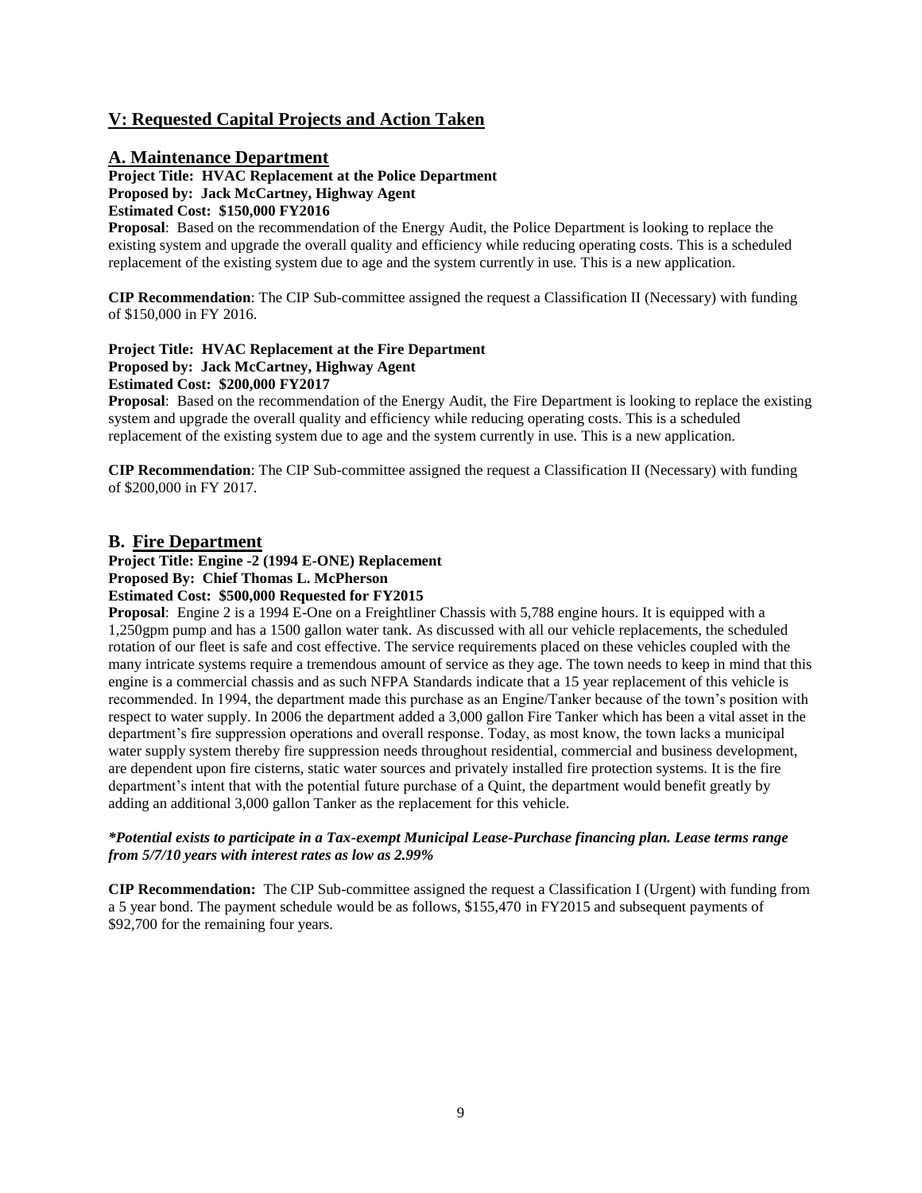## V: Requested Capital Projects and Action Taken

### A. Maintenance Department

**Project Title: HVAC Replacement at the Police Department**
**Proposed by: Jack McCartney, Highway Agent**
**Estimated Cost: $150,000 FY2016**

**Proposal**: Based on the recommendation of the Energy Audit, the Police Department is looking to replace the existing system and upgrade the overall quality and efficiency while reducing operating costs. This is a scheduled replacement of the existing system due to age and the system currently in use. This is a new application.

**CIP Recommendation**: The CIP Sub-committee assigned the request a Classification II (Necessary) with funding of $150,000 in FY 2016.

**Project Title: HVAC Replacement at the Fire Department**
**Proposed by: Jack McCartney, Highway Agent**
**Estimated Cost: $200,000 FY2017**

**Proposal**: Based on the recommendation of the Energy Audit, the Fire Department is looking to replace the existing system and upgrade the overall quality and efficiency while reducing operating costs. This is a scheduled replacement of the existing system due to age and the system currently in use. This is a new application.

**CIP Recommendation**: The CIP Sub-committee assigned the request a Classification II (Necessary) with funding of $200,000 in FY 2017.

### B. Fire Department

**Project Title: Engine -2 (1994 E-ONE) Replacement**
**Proposed By: Chief Thomas L. McPherson**
**Estimated Cost: $500,000 Requested for FY2015**

**Proposal**: Engine 2 is a 1994 E-One on a Freightliner Chassis with 5,788 engine hours. It is equipped with a 1,250gpm pump and has a 1500 gallon water tank. As discussed with all our vehicle replacements, the scheduled rotation of our fleet is safe and cost effective. The service requirements placed on these vehicles coupled with the many intricate systems require a tremendous amount of service as they age. The town needs to keep in mind that this engine is a commercial chassis and as such NFPA Standards indicate that a 15 year replacement of this vehicle is recommended. In 1994, the department made this purchase as an Engine/Tanker because of the town's position with respect to water supply. In 2006 the department added a 3,000 gallon Fire Tanker which has been a vital asset in the department's fire suppression operations and overall response. Today, as most know, the town lacks a municipal water supply system thereby fire suppression needs throughout residential, commercial and business development, are dependent upon fire cisterns, static water sources and privately installed fire protection systems. It is the fire department's intent that with the potential future purchase of a Quint, the department would benefit greatly by adding an additional 3,000 gallon Tanker as the replacement for this vehicle.

***Potential exists to participate in a Tax-exempt Municipal Lease-Purchase financing plan. Lease terms range from 5/7/10 years with interest rates as low as 2.99%***

**CIP Recommendation:** The CIP Sub-committee assigned the request a Classification I (Urgent) with funding from a 5 year bond. The payment schedule would be as follows, $155,470 in FY2015 and subsequent payments of $92,700 for the remaining four years.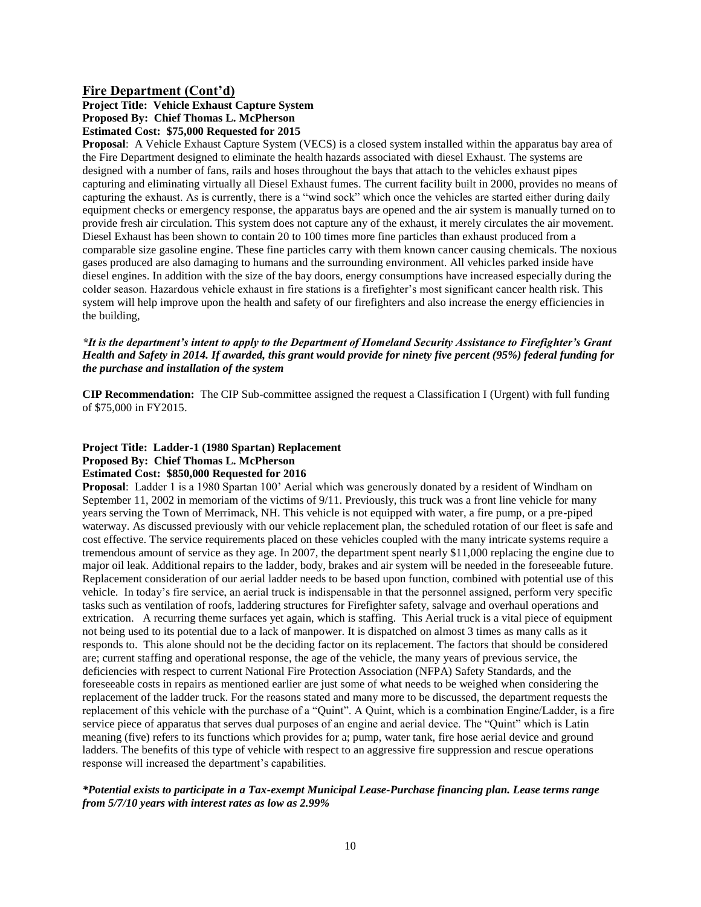## Fire Department (Cont'd)

**Project Title: Vehicle Exhaust Capture System**
**Proposed By: Chief Thomas L. McPherson**
**Estimated Cost: $75,000 Requested for 2015**

**Proposal**: A Vehicle Exhaust Capture System (VECS) is a closed system installed within the apparatus bay area of the Fire Department designed to eliminate the health hazards associated with diesel Exhaust. The systems are designed with a number of fans, rails and hoses throughout the bays that attach to the vehicles exhaust pipes capturing and eliminating virtually all Diesel Exhaust fumes. The current facility built in 2000, provides no means of capturing the exhaust. As is currently, there is a "wind sock" which once the vehicles are started either during daily equipment checks or emergency response, the apparatus bays are opened and the air system is manually turned on to provide fresh air circulation. This system does not capture any of the exhaust, it merely circulates the air movement. Diesel Exhaust has been shown to contain 20 to 100 times more fine particles than exhaust produced from a comparable size gasoline engine. These fine particles carry with them known cancer causing chemicals. The noxious gases produced are also damaging to humans and the surrounding environment. All vehicles parked inside have diesel engines. In addition with the size of the bay doors, energy consumptions have increased especially during the colder season. Hazardous vehicle exhaust in fire stations is a firefighter's most significant cancer health risk. This system will help improve upon the health and safety of our firefighters and also increase the energy efficiencies in the building,

***It is the department's intent to apply to the Department of Homeland Security Assistance to Firefighter's Grant Health and Safety in 2014. If awarded, this grant would provide for ninety five percent (95%) federal funding for the purchase and installation of the system***

**CIP Recommendation:** The CIP Sub-committee assigned the request a Classification I (Urgent) with full funding of $75,000 in FY2015.

**Project Title: Ladder-1 (1980 Spartan) Replacement**
**Proposed By: Chief Thomas L. McPherson**
**Estimated Cost: $850,000 Requested for 2016**

**Proposal**: Ladder 1 is a 1980 Spartan 100' Aerial which was generously donated by a resident of Windham on September 11, 2002 in memoriam of the victims of 9/11. Previously, this truck was a front line vehicle for many years serving the Town of Merrimack, NH. This vehicle is not equipped with water, a fire pump, or a pre-piped waterway. As discussed previously with our vehicle replacement plan, the scheduled rotation of our fleet is safe and cost effective. The service requirements placed on these vehicles coupled with the many intricate systems require a tremendous amount of service as they age. In 2007, the department spent nearly $11,000 replacing the engine due to major oil leak. Additional repairs to the ladder, body, brakes and air system will be needed in the foreseeable future. Replacement consideration of our aerial ladder needs to be based upon function, combined with potential use of this vehicle. In today's fire service, an aerial truck is indispensable in that the personnel assigned, perform very specific tasks such as ventilation of roofs, laddering structures for Firefighter safety, salvage and overhaul operations and extrication. A recurring theme surfaces yet again, which is staffing. This Aerial truck is a vital piece of equipment not being used to its potential due to a lack of manpower. It is dispatched on almost 3 times as many calls as it responds to. This alone should not be the deciding factor on its replacement. The factors that should be considered are; current staffing and operational response, the age of the vehicle, the many years of previous service, the deficiencies with respect to current National Fire Protection Association (NFPA) Safety Standards, and the foreseeable costs in repairs as mentioned earlier are just some of what needs to be weighed when considering the replacement of the ladder truck. For the reasons stated and many more to be discussed, the department requests the replacement of this vehicle with the purchase of a "Quint". A Quint, which is a combination Engine/Ladder, is a fire service piece of apparatus that serves dual purposes of an engine and aerial device. The "Quint" which is Latin meaning (five) refers to its functions which provides for a; pump, water tank, fire hose aerial device and ground ladders. The benefits of this type of vehicle with respect to an aggressive fire suppression and rescue operations response will increased the department's capabilities.

***Potential exists to participate in a Tax-exempt Municipal Lease-Purchase financing plan. Lease terms range from 5/7/10 years with interest rates as low as 2.99%***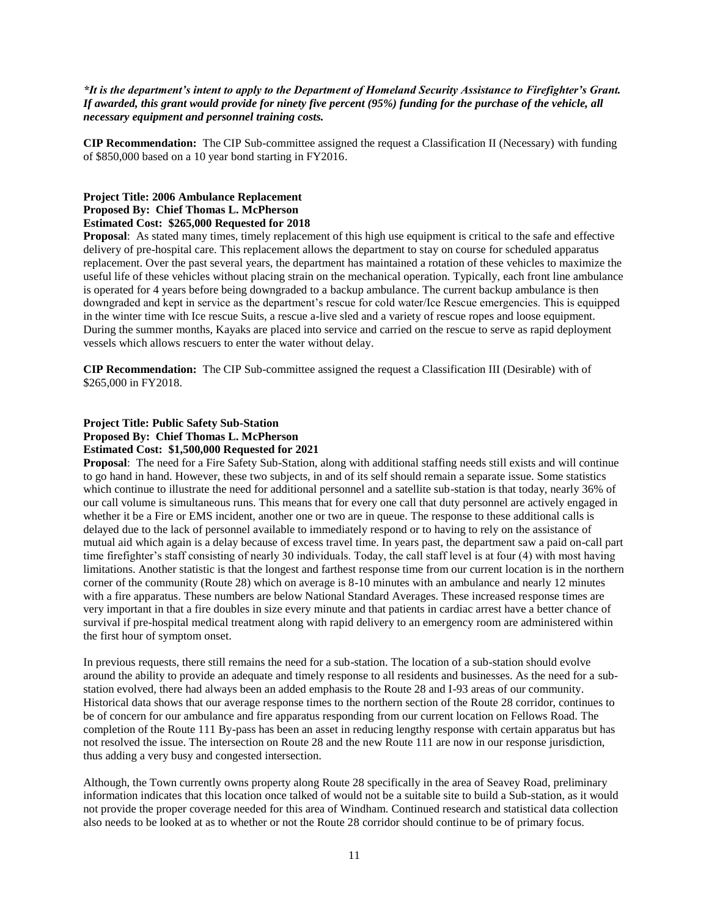***It is the department's intent to apply to the Department of Homeland Security Assistance to Firefighter's Grant. If awarded, this grant would provide for ninety five percent (95%) funding for the purchase of the vehicle, all necessary equipment and personnel training costs.***

**CIP Recommendation:** The CIP Sub-committee assigned the request a Classification II (Necessary) with funding of $850,000 based on a 10 year bond starting in FY2016.

**Project Title: 2006 Ambulance Replacement**
**Proposed By: Chief Thomas L. McPherson**
**Estimated Cost: $265,000 Requested for 2018**

**Proposal**: As stated many times, timely replacement of this high use equipment is critical to the safe and effective delivery of pre-hospital care. This replacement allows the department to stay on course for scheduled apparatus replacement. Over the past several years, the department has maintained a rotation of these vehicles to maximize the useful life of these vehicles without placing strain on the mechanical operation. Typically, each front line ambulance is operated for 4 years before being downgraded to a backup ambulance. The current backup ambulance is then downgraded and kept in service as the department's rescue for cold water/Ice Rescue emergencies. This is equipped in the winter time with Ice rescue Suits, a rescue a-live sled and a variety of rescue ropes and loose equipment. During the summer months, Kayaks are placed into service and carried on the rescue to serve as rapid deployment vessels which allows rescuers to enter the water without delay.

**CIP Recommendation:** The CIP Sub-committee assigned the request a Classification III (Desirable) with of $265,000 in FY2018.

**Project Title: Public Safety Sub-Station**
**Proposed By: Chief Thomas L. McPherson**
**Estimated Cost: $1,500,000 Requested for 2021**

**Proposal**: The need for a Fire Safety Sub-Station, along with additional staffing needs still exists and will continue to go hand in hand. However, these two subjects, in and of its self should remain a separate issue. Some statistics which continue to illustrate the need for additional personnel and a satellite sub-station is that today, nearly 36% of our call volume is simultaneous runs. This means that for every one call that duty personnel are actively engaged in whether it be a Fire or EMS incident, another one or two are in queue. The response to these additional calls is delayed due to the lack of personnel available to immediately respond or to having to rely on the assistance of mutual aid which again is a delay because of excess travel time. In years past, the department saw a paid on-call part time firefighter's staff consisting of nearly 30 individuals. Today, the call staff level is at four (4) with most having limitations. Another statistic is that the longest and farthest response time from our current location is in the northern corner of the community (Route 28) which on average is 8-10 minutes with an ambulance and nearly 12 minutes with a fire apparatus. These numbers are below National Standard Averages. These increased response times are very important in that a fire doubles in size every minute and that patients in cardiac arrest have a better chance of survival if pre-hospital medical treatment along with rapid delivery to an emergency room are administered within the first hour of symptom onset.

In previous requests, there still remains the need for a sub-station. The location of a sub-station should evolve around the ability to provide an adequate and timely response to all residents and businesses. As the need for a sub-station evolved, there had always been an added emphasis to the Route 28 and I-93 areas of our community. Historical data shows that our average response times to the northern section of the Route 28 corridor, continues to be of concern for our ambulance and fire apparatus responding from our current location on Fellows Road. The completion of the Route 111 By-pass has been an asset in reducing lengthy response with certain apparatus but has not resolved the issue. The intersection on Route 28 and the new Route 111 are now in our response jurisdiction, thus adding a very busy and congested intersection.

Although, the Town currently owns property along Route 28 specifically in the area of Seavey Road, preliminary information indicates that this location once talked of would not be a suitable site to build a Sub-station, as it would not provide the proper coverage needed for this area of Windham. Continued research and statistical data collection also needs to be looked at as to whether or not the Route 28 corridor should continue to be of primary focus.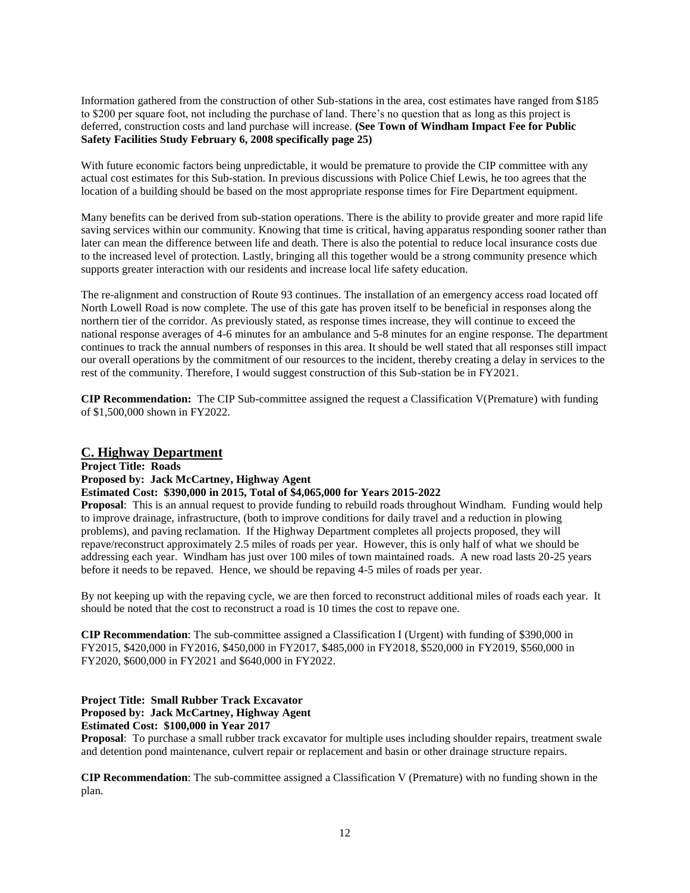Information gathered from the construction of other Sub-stations in the area, cost estimates have ranged from $185 to $200 per square foot, not including the purchase of land. There's no question that as long as this project is deferred, construction costs and land purchase will increase. **(See Town of Windham Impact Fee for Public Safety Facilities Study February 6, 2008 specifically page 25)**

With future economic factors being unpredictable, it would be premature to provide the CIP committee with any actual cost estimates for this Sub-station. In previous discussions with Police Chief Lewis, he too agrees that the location of a building should be based on the most appropriate response times for Fire Department equipment.

Many benefits can be derived from sub-station operations. There is the ability to provide greater and more rapid life saving services within our community. Knowing that time is critical, having apparatus responding sooner rather than later can mean the difference between life and death. There is also the potential to reduce local insurance costs due to the increased level of protection. Lastly, bringing all this together would be a strong community presence which supports greater interaction with our residents and increase local life safety education.

The re-alignment and construction of Route 93 continues. The installation of an emergency access road located off North Lowell Road is now complete. The use of this gate has proven itself to be beneficial in responses along the northern tier of the corridor. As previously stated, as response times increase, they will continue to exceed the national response averages of 4-6 minutes for an ambulance and 5-8 minutes for an engine response. The department continues to track the annual numbers of responses in this area. It should be well stated that all responses still impact our overall operations by the commitment of our resources to the incident, thereby creating a delay in services to the rest of the community. Therefore, I would suggest construction of this Sub-station be in FY2021.

**CIP Recommendation:** The CIP Sub-committee assigned the request a Classification V(Premature) with funding of $1,500,000 shown in FY2022.

## C. Highway Department

**Project Title: Roads**
**Proposed by: Jack McCartney, Highway Agent**
**Estimated Cost: $390,000 in 2015, Total of $4,065,000 for Years 2015-2022**

**Proposal**: This is an annual request to provide funding to rebuild roads throughout Windham. Funding would help to improve drainage, infrastructure, (both to improve conditions for daily travel and a reduction in plowing problems), and paving reclamation. If the Highway Department completes all projects proposed, they will repave/reconstruct approximately 2.5 miles of roads per year. However, this is only half of what we should be addressing each year. Windham has just over 100 miles of town maintained roads. A new road lasts 20-25 years before it needs to be repaved. Hence, we should be repaving 4-5 miles of roads per year.

By not keeping up with the repaving cycle, we are then forced to reconstruct additional miles of roads each year. It should be noted that the cost to reconstruct a road is 10 times the cost to repave one.

**CIP Recommendation**: The sub-committee assigned a Classification I (Urgent) with funding of $390,000 in FY2015, $420,000 in FY2016, $450,000 in FY2017, $485,000 in FY2018, $520,000 in FY2019, $560,000 in FY2020, $600,000 in FY2021 and $640,000 in FY2022.

**Project Title: Small Rubber Track Excavator**
**Proposed by: Jack McCartney, Highway Agent**
**Estimated Cost: $100,000 in Year 2017**

**Proposal**: To purchase a small rubber track excavator for multiple uses including shoulder repairs, treatment swale and detention pond maintenance, culvert repair or replacement and basin or other drainage structure repairs.

**CIP Recommendation**: The sub-committee assigned a Classification V (Premature) with no funding shown in the plan.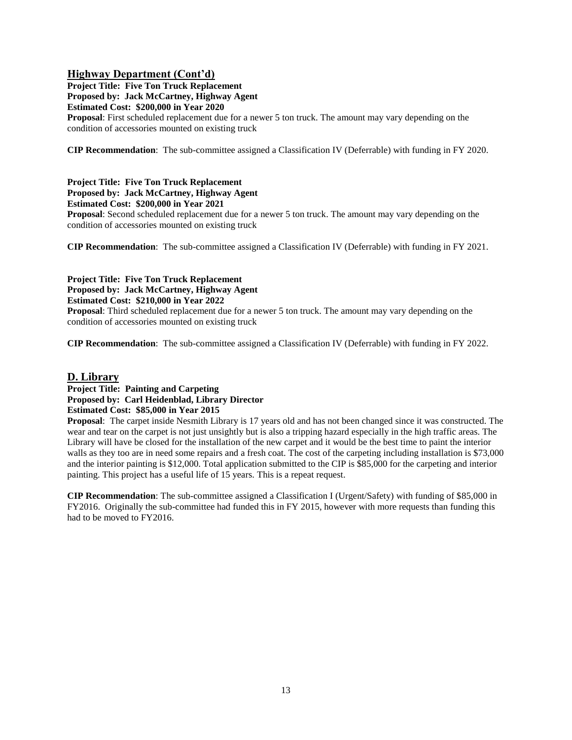## Highway Department (Cont'd)

**Project Title: Five Ton Truck Replacement**
**Proposed by: Jack McCartney, Highway Agent**
**Estimated Cost: $200,000 in Year 2020**
**Proposal**: First scheduled replacement due for a newer 5 ton truck. The amount may vary depending on the condition of accessories mounted on existing truck

**CIP Recommendation**: The sub-committee assigned a Classification IV (Deferrable) with funding in FY 2020.

**Project Title: Five Ton Truck Replacement**
**Proposed by: Jack McCartney, Highway Agent**
**Estimated Cost: $200,000 in Year 2021**
**Proposal**: Second scheduled replacement due for a newer 5 ton truck. The amount may vary depending on the condition of accessories mounted on existing truck

**CIP Recommendation**: The sub-committee assigned a Classification IV (Deferrable) with funding in FY 2021.

**Project Title: Five Ton Truck Replacement**
**Proposed by: Jack McCartney, Highway Agent**
**Estimated Cost: $210,000 in Year 2022**
**Proposal**: Third scheduled replacement due for a newer 5 ton truck. The amount may vary depending on the condition of accessories mounted on existing truck

**CIP Recommendation**: The sub-committee assigned a Classification IV (Deferrable) with funding in FY 2022.

## D. Library

**Project Title: Painting and Carpeting**
**Proposed by: Carl Heidenblad, Library Director**
**Estimated Cost: $85,000 in Year 2015**
**Proposal**: The carpet inside Nesmith Library is 17 years old and has not been changed since it was constructed. The wear and tear on the carpet is not just unsightly but is also a tripping hazard especially in the high traffic areas. The Library will have be closed for the installation of the new carpet and it would be the best time to paint the interior walls as they too are in need some repairs and a fresh coat. The cost of the carpeting including installation is $73,000 and the interior painting is $12,000. Total application submitted to the CIP is $85,000 for the carpeting and interior painting. This project has a useful life of 15 years. This is a repeat request.

**CIP Recommendation**: The sub-committee assigned a Classification I (Urgent/Safety) with funding of $85,000 in FY2016. Originally the sub-committee had funded this in FY 2015, however with more requests than funding this had to be moved to FY2016.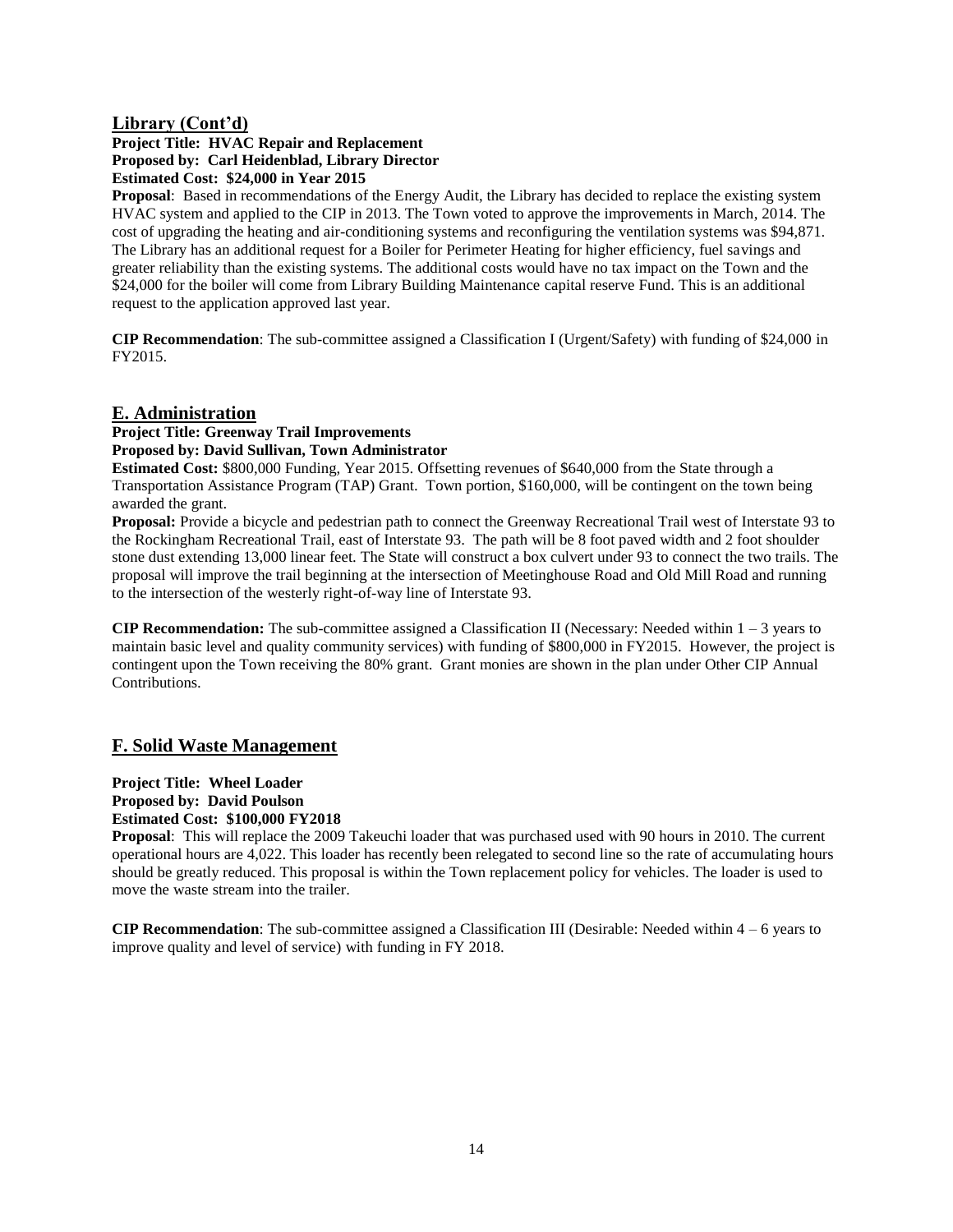## Library (Cont'd)

**Project Title: HVAC Repair and Replacement**
**Proposed by: Carl Heidenblad, Library Director**
**Estimated Cost: $24,000 in Year 2015**

**Proposal**: Based in recommendations of the Energy Audit, the Library has decided to replace the existing system HVAC system and applied to the CIP in 2013. The Town voted to approve the improvements in March, 2014. The cost of upgrading the heating and air-conditioning systems and reconfiguring the ventilation systems was $94,871. The Library has an additional request for a Boiler for Perimeter Heating for higher efficiency, fuel savings and greater reliability than the existing systems. The additional costs would have no tax impact on the Town and the $24,000 for the boiler will come from Library Building Maintenance capital reserve Fund. This is an additional request to the application approved last year.

**CIP Recommendation**: The sub-committee assigned a Classification I (Urgent/Safety) with funding of $24,000 in FY2015.

## E. Administration

**Project Title: Greenway Trail Improvements**
**Proposed by: David Sullivan, Town Administrator**

**Estimated Cost:** $800,000 Funding, Year 2015. Offsetting revenues of $640,000 from the State through a Transportation Assistance Program (TAP) Grant. Town portion, $160,000, will be contingent on the town being awarded the grant.

**Proposal:** Provide a bicycle and pedestrian path to connect the Greenway Recreational Trail west of Interstate 93 to the Rockingham Recreational Trail, east of Interstate 93. The path will be 8 foot paved width and 2 foot shoulder stone dust extending 13,000 linear feet. The State will construct a box culvert under 93 to connect the two trails. The proposal will improve the trail beginning at the intersection of Meetinghouse Road and Old Mill Road and running to the intersection of the westerly right-of-way line of Interstate 93.

**CIP Recommendation:** The sub-committee assigned a Classification II (Necessary: Needed within 1 – 3 years to maintain basic level and quality community services) with funding of $800,000 in FY2015. However, the project is contingent upon the Town receiving the 80% grant. Grant monies are shown in the plan under Other CIP Annual Contributions.

## F. Solid Waste Management

**Project Title: Wheel Loader**
**Proposed by: David Poulson**
**Estimated Cost: $100,000 FY2018**

**Proposal**: This will replace the 2009 Takeuchi loader that was purchased used with 90 hours in 2010. The current operational hours are 4,022. This loader has recently been relegated to second line so the rate of accumulating hours should be greatly reduced. This proposal is within the Town replacement policy for vehicles. The loader is used to move the waste stream into the trailer.

**CIP Recommendation**: The sub-committee assigned a Classification III (Desirable: Needed within 4 – 6 years to improve quality and level of service) with funding in FY 2018.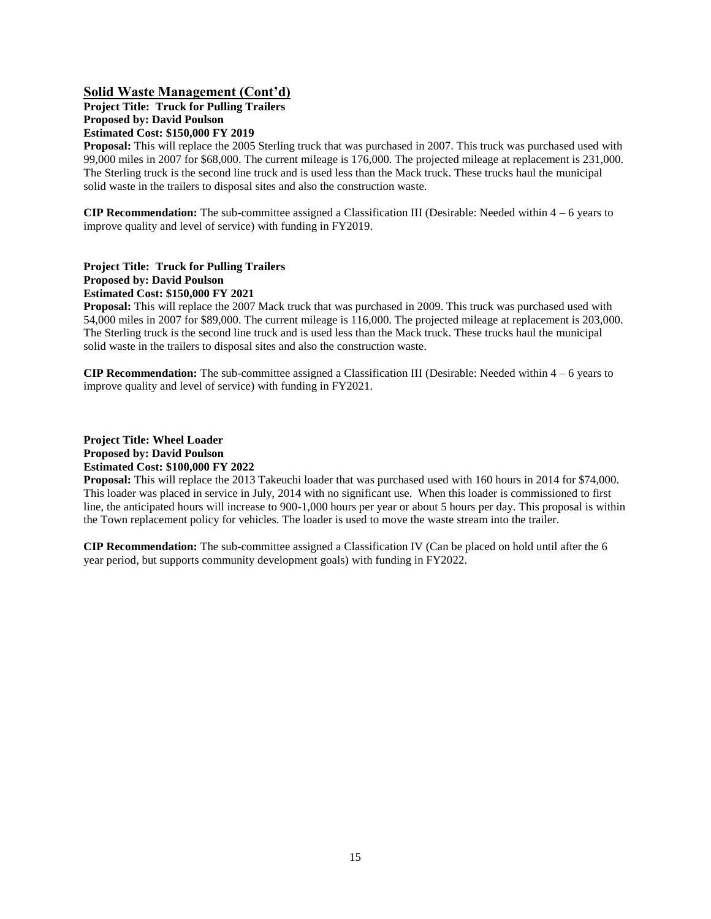## Solid Waste Management (Cont'd)

**Project Title: Truck for Pulling Trailers**
**Proposed by: David Poulson**
**Estimated Cost: $150,000 FY 2019**

**Proposal:** This will replace the 2005 Sterling truck that was purchased in 2007. This truck was purchased used with 99,000 miles in 2007 for $68,000. The current mileage is 176,000. The projected mileage at replacement is 231,000. The Sterling truck is the second line truck and is used less than the Mack truck. These trucks haul the municipal solid waste in the trailers to disposal sites and also the construction waste.

**CIP Recommendation:** The sub-committee assigned a Classification III (Desirable: Needed within 4 – 6 years to improve quality and level of service) with funding in FY2019.

**Project Title: Truck for Pulling Trailers**
**Proposed by: David Poulson**
**Estimated Cost: $150,000 FY 2021**

**Proposal:** This will replace the 2007 Mack truck that was purchased in 2009. This truck was purchased used with 54,000 miles in 2007 for $89,000. The current mileage is 116,000. The projected mileage at replacement is 203,000. The Sterling truck is the second line truck and is used less than the Mack truck. These trucks haul the municipal solid waste in the trailers to disposal sites and also the construction waste.

**CIP Recommendation:** The sub-committee assigned a Classification III (Desirable: Needed within 4 – 6 years to improve quality and level of service) with funding in FY2021.

**Project Title: Wheel Loader**
**Proposed by: David Poulson**
**Estimated Cost: $100,000 FY 2022**

**Proposal:** This will replace the 2013 Takeuchi loader that was purchased used with 160 hours in 2014 for $74,000. This loader was placed in service in July, 2014 with no significant use. When this loader is commissioned to first line, the anticipated hours will increase to 900-1,000 hours per year or about 5 hours per day. This proposal is within the Town replacement policy for vehicles. The loader is used to move the waste stream into the trailer.

**CIP Recommendation:** The sub-committee assigned a Classification IV (Can be placed on hold until after the 6 year period, but supports community development goals) with funding in FY2022.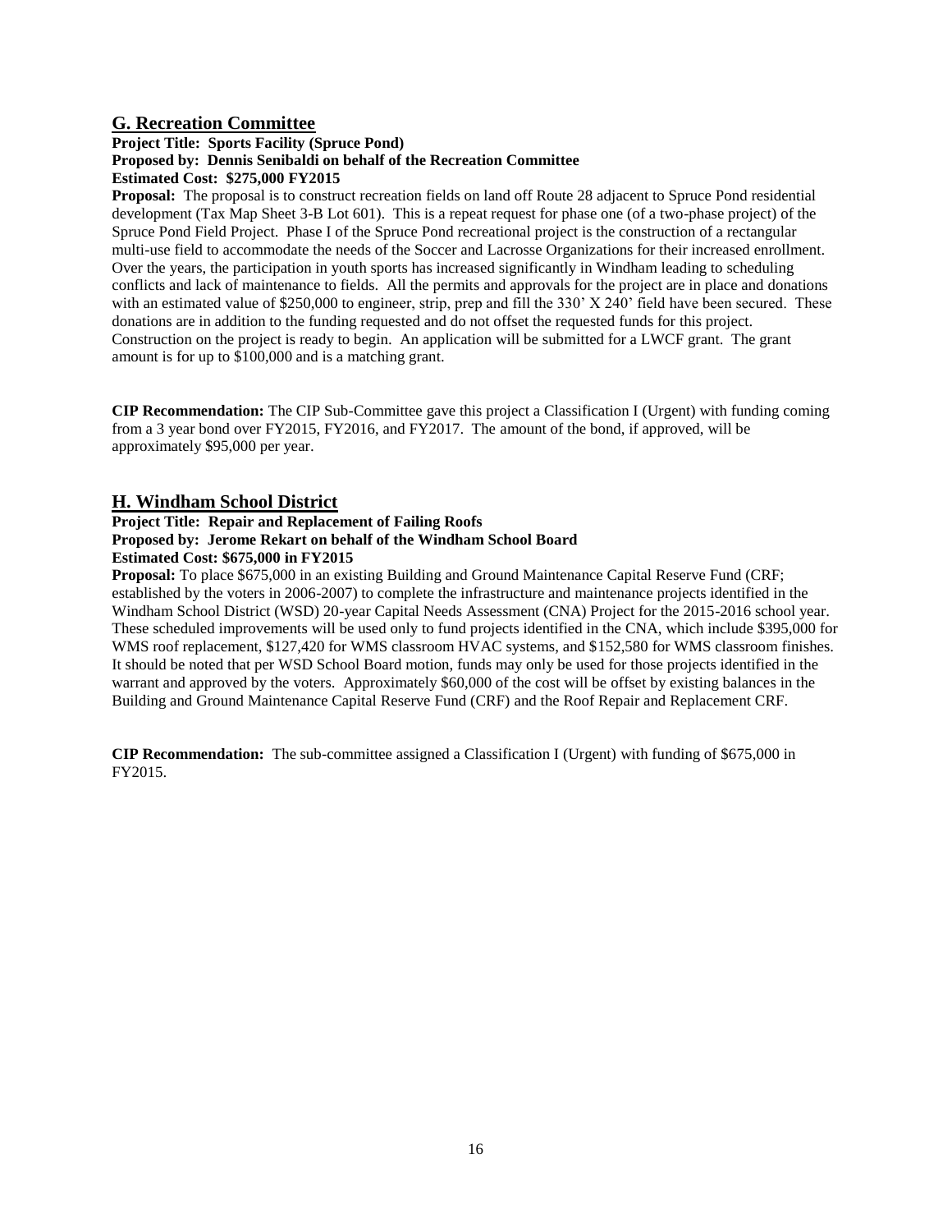## G. Recreation Committee

**Project Title: Sports Facility (Spruce Pond)**
**Proposed by: Dennis Senibaldi on behalf of the Recreation Committee**
**Estimated Cost: $275,000 FY2015**

**Proposal:** The proposal is to construct recreation fields on land off Route 28 adjacent to Spruce Pond residential development (Tax Map Sheet 3-B Lot 601). This is a repeat request for phase one (of a two-phase project) of the Spruce Pond Field Project. Phase I of the Spruce Pond recreational project is the construction of a rectangular multi-use field to accommodate the needs of the Soccer and Lacrosse Organizations for their increased enrollment. Over the years, the participation in youth sports has increased significantly in Windham leading to scheduling conflicts and lack of maintenance to fields. All the permits and approvals for the project are in place and donations with an estimated value of $250,000 to engineer, strip, prep and fill the 330' X 240' field have been secured. These donations are in addition to the funding requested and do not offset the requested funds for this project. Construction on the project is ready to begin. An application will be submitted for a LWCF grant. The grant amount is for up to $100,000 and is a matching grant.

**CIP Recommendation:** The CIP Sub-Committee gave this project a Classification I (Urgent) with funding coming from a 3 year bond over FY2015, FY2016, and FY2017. The amount of the bond, if approved, will be approximately $95,000 per year.

## H. Windham School District

**Project Title: Repair and Replacement of Failing Roofs**
**Proposed by: Jerome Rekart on behalf of the Windham School Board**
**Estimated Cost: $675,000 in FY2015**

**Proposal:** To place $675,000 in an existing Building and Ground Maintenance Capital Reserve Fund (CRF; established by the voters in 2006-2007) to complete the infrastructure and maintenance projects identified in the Windham School District (WSD) 20-year Capital Needs Assessment (CNA) Project for the 2015-2016 school year. These scheduled improvements will be used only to fund projects identified in the CNA, which include $395,000 for WMS roof replacement, $127,420 for WMS classroom HVAC systems, and $152,580 for WMS classroom finishes. It should be noted that per WSD School Board motion, funds may only be used for those projects identified in the warrant and approved by the voters. Approximately $60,000 of the cost will be offset by existing balances in the Building and Ground Maintenance Capital Reserve Fund (CRF) and the Roof Repair and Replacement CRF.

**CIP Recommendation:** The sub-committee assigned a Classification I (Urgent) with funding of $675,000 in FY2015.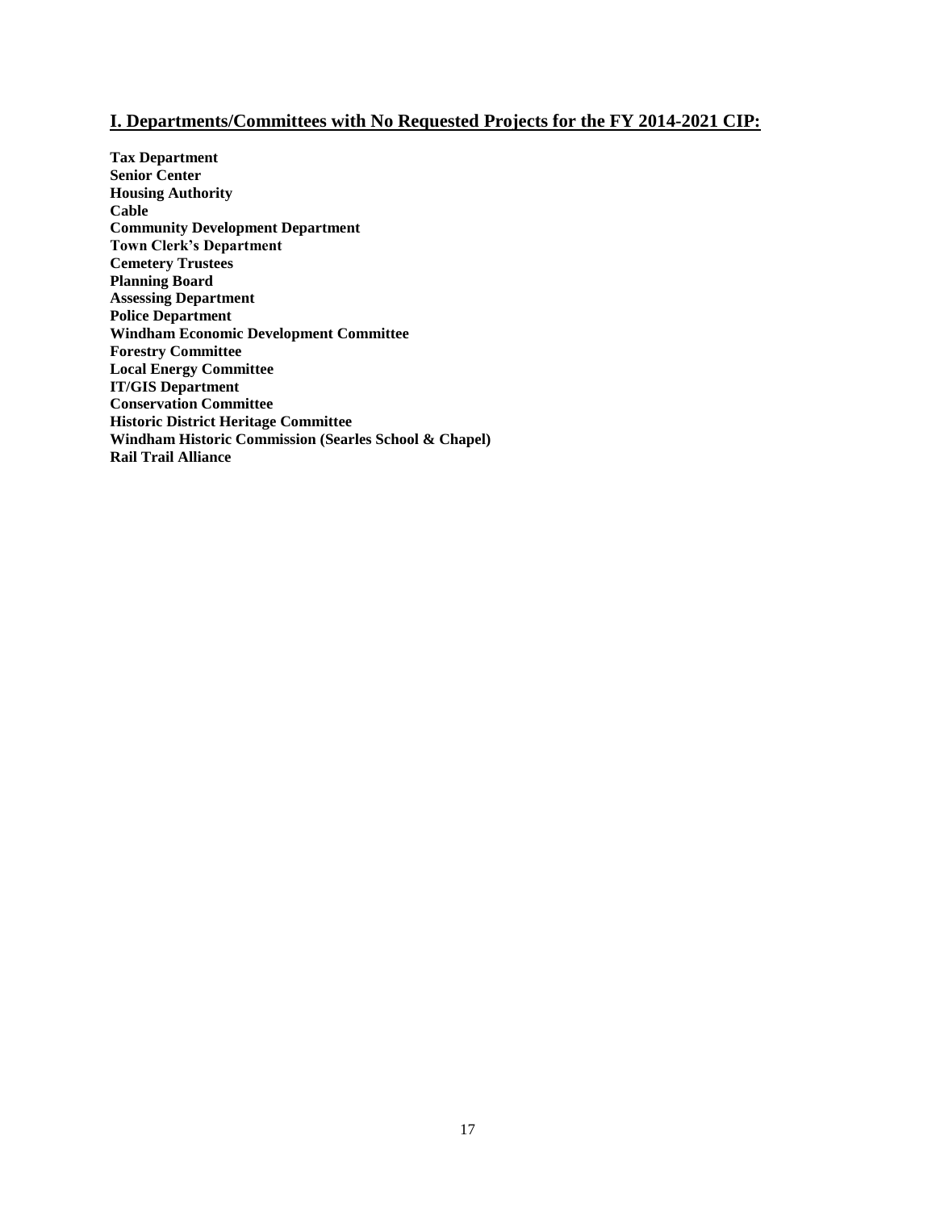## I. Departments/Committees with No Requested Projects for the FY 2014-2021 CIP:

**Tax Department**
**Senior Center**
**Housing Authority**
**Cable**
**Community Development Department**
**Town Clerk's Department**
**Cemetery Trustees**
**Planning Board**
**Assessing Department**
**Police Department**
**Windham Economic Development Committee**
**Forestry Committee**
**Local Energy Committee**
**IT/GIS Department**
**Conservation Committee**
**Historic District Heritage Committee**
**Windham Historic Commission (Searles School & Chapel)**
**Rail Trail Alliance**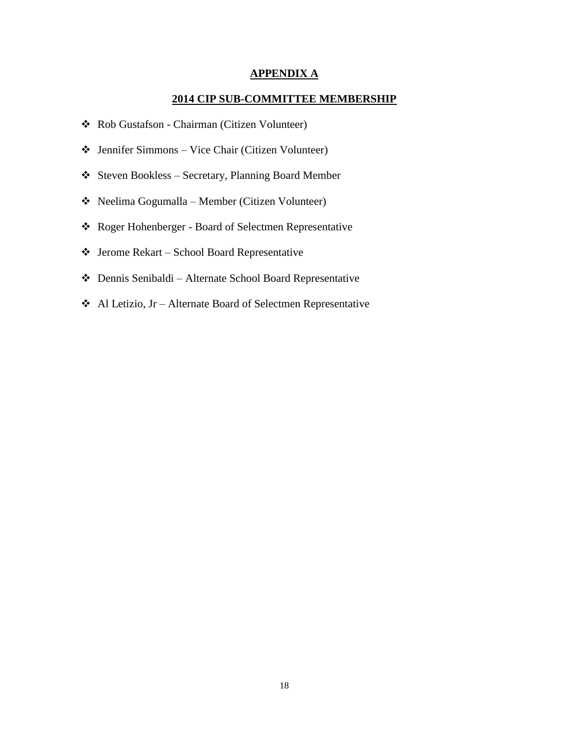# APPENDIX A

## 2014 CIP SUB-COMMITTEE MEMBERSHIP

- Rob Gustafson - Chairman (Citizen Volunteer)
- Jennifer Simmons – Vice Chair (Citizen Volunteer)
- Steven Bookless – Secretary, Planning Board Member
- Neelima Gogumalla – Member (Citizen Volunteer)
- Roger Hohenberger - Board of Selectmen Representative
- Jerome Rekart – School Board Representative
- Dennis Senibaldi – Alternate School Board Representative
- Al Letizio, Jr – Alternate Board of Selectmen Representative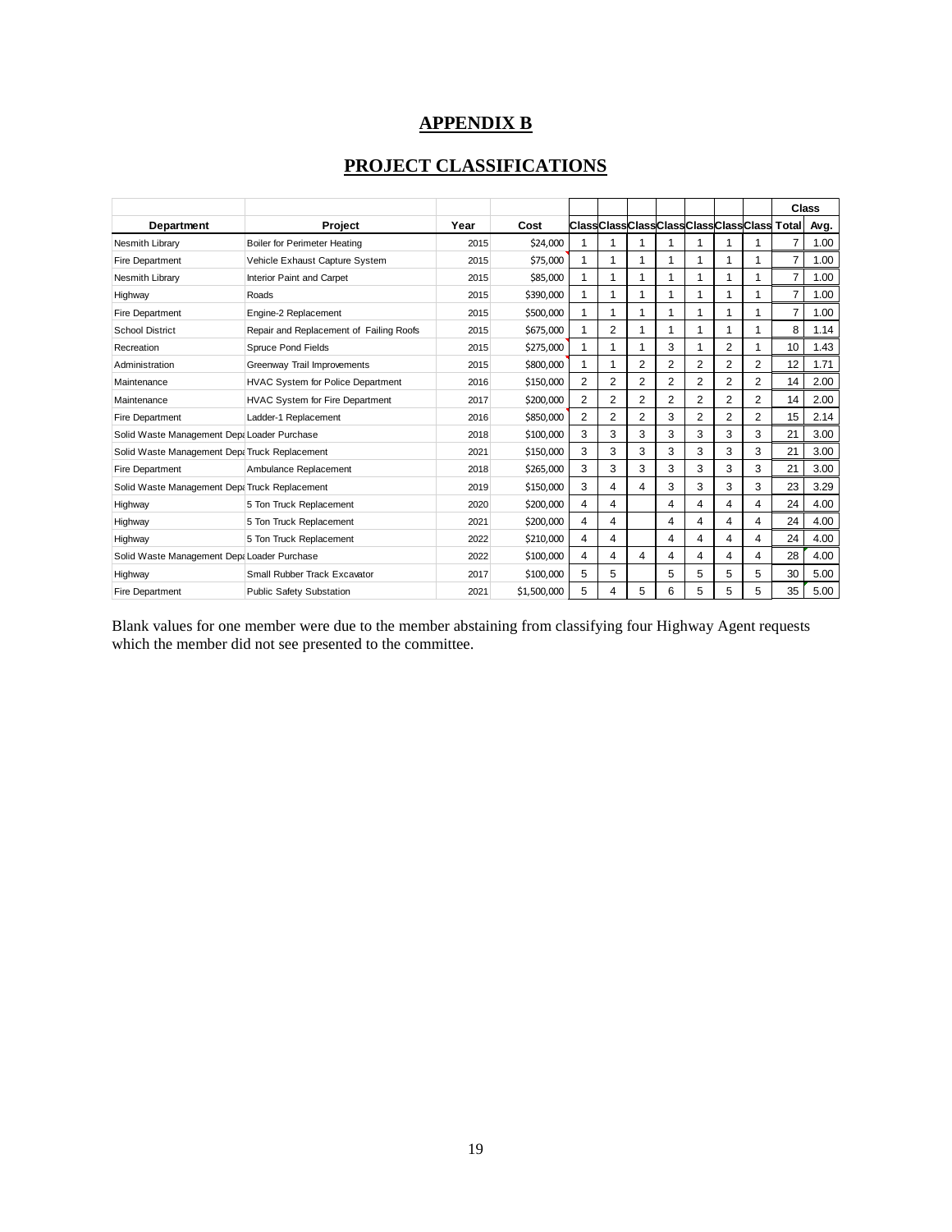# APPENDIX B

## PROJECT CLASSIFICATIONS

| | | | | | | | | | | | | Class |
|---|---|---|---|---|---|---|---|---|---|---|---|---|
| Department | Project | Year | Cost | Class | Class | Class | Class | Class | Class | Class | Total | Avg. |
| Nesmith Library | Boiler for Perimeter Heating | 2015 | $24,000 | 1 | 1 | 1 | 1 | 1 | 1 | 1 | 7 | 1.00 |
| Fire Department | Vehicle Exhaust Capture System | 2015 | $75,000 | 1 | 1 | 1 | 1 | 1 | 1 | 1 | 7 | 1.00 |
| Nesmith Library | Interior Paint and Carpet | 2015 | $85,000 | 1 | 1 | 1 | 1 | 1 | 1 | 1 | 7 | 1.00 |
| Highway | Roads | 2015 | $390,000 | 1 | 1 | 1 | 1 | 1 | 1 | 1 | 7 | 1.00 |
| Fire Department | Engine-2 Replacement | 2015 | $500,000 | 1 | 1 | 1 | 1 | 1 | 1 | 1 | 7 | 1.00 |
| School District | Repair and Replacement of Failing Roofs | 2015 | $675,000 | 1 | 2 | 1 | 1 | 1 | 1 | 1 | 8 | 1.14 |
| Recreation | Spruce Pond Fields | 2015 | $275,000 | 1 | 1 | 1 | 3 | 1 | 2 | 1 | 10 | 1.43 |
| Administration | Greenway Trail Improvements | 2015 | $800,000 | 1 | 1 | 2 | 2 | 2 | 2 | 2 | 12 | 1.71 |
| Maintenance | HVAC System for Police Department | 2016 | $150,000 | 2 | 2 | 2 | 2 | 2 | 2 | 2 | 14 | 2.00 |
| Maintenance | HVAC System for Fire Department | 2017 | $200,000 | 2 | 2 | 2 | 2 | 2 | 2 | 2 | 14 | 2.00 |
| Fire Department | Ladder-1 Replacement | 2016 | $850,000 | 2 | 2 | 2 | 3 | 2 | 2 | 2 | 15 | 2.14 |
| Solid Waste Management Depa | Loader Purchase | 2018 | $100,000 | 3 | 3 | 3 | 3 | 3 | 3 | 3 | 21 | 3.00 |
| Solid Waste Management Depa | Truck Replacement | 2021 | $150,000 | 3 | 3 | 3 | 3 | 3 | 3 | 3 | 21 | 3.00 |
| Fire Department | Ambulance Replacement | 2018 | $265,000 | 3 | 3 | 3 | 3 | 3 | 3 | 3 | 21 | 3.00 |
| Solid Waste Management Depa | Truck Replacement | 2019 | $150,000 | 3 | 4 | 4 | 3 | 3 | 3 | 3 | 23 | 3.29 |
| Highway | 5 Ton Truck Replacement | 2020 | $200,000 | 4 | 4 | | 4 | 4 | 4 | 4 | 24 | 4.00 |
| Highway | 5 Ton Truck Replacement | 2021 | $200,000 | 4 | 4 | | 4 | 4 | 4 | 4 | 24 | 4.00 |
| Highway | 5 Ton Truck Replacement | 2022 | $210,000 | 4 | 4 | | 4 | 4 | 4 | 4 | 24 | 4.00 |
| Solid Waste Management Depa | Loader Purchase | 2022 | $100,000 | 4 | 4 | 4 | 4 | 4 | 4 | 4 | 28 | 4.00 |
| Highway | Small Rubber Track Excavator | 2017 | $100,000 | 5 | 5 | | 5 | 5 | 5 | 5 | 30 | 5.00 |
| Fire Department | Public Safety Substation | 2021 | $1,500,000 | 5 | 4 | 5 | 6 | 5 | 5 | 5 | 35 | 5.00 |

Blank values for one member were due to the member abstaining from classifying four Highway Agent requests which the member did not see presented to the committee.